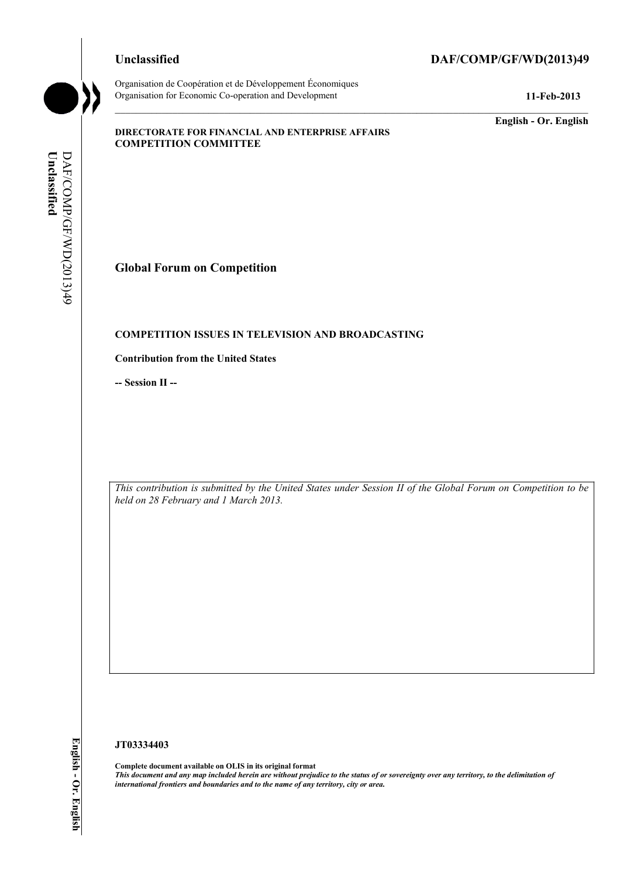**Unclassified** **DAF/COMP/GF/WD(2013)49**

Organisation de Coopération et de Développement Économiques
Organisation for Economic Co-operation and Development **11-Feb-2013**

**English - Or. English**

**DIRECTORATE FOR FINANCIAL AND ENTERPRISE AFFAIRS**
**COMPETITION COMMITTEE**

# Global Forum on Competition

## COMPETITION ISSUES IN TELEVISION AND BROADCASTING

**Contribution from the United States**

**-- Session II --**

*This contribution is submitted by the United States under Session II of the Global Forum on Competition to be held on 28 February and 1 March 2013.*

**JT03334403**

**Complete document available on OLIS in its original format**
***This document and any map included herein are without prejudice to the status of or sovereignty over any territory, to the delimitation of international frontiers and boundaries and to the name of any territory, city or area.***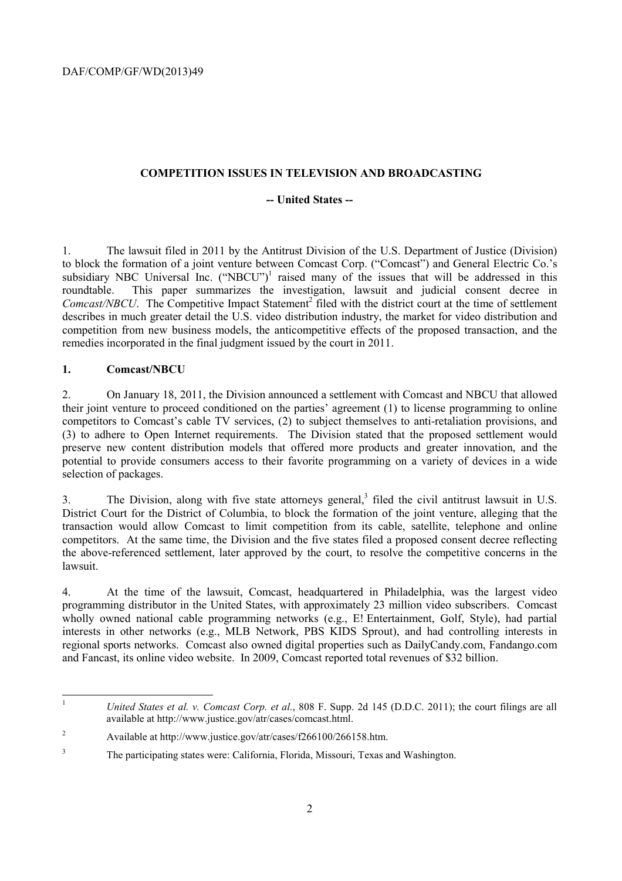## COMPETITION ISSUES IN TELEVISION AND BROADCASTING

**-- United States --**

1. The lawsuit filed in 2011 by the Antitrust Division of the U.S. Department of Justice (Division) to block the formation of a joint venture between Comcast Corp. ("Comcast") and General Electric Co.'s subsidiary NBC Universal Inc. ("NBCU")[1] raised many of the issues that will be addressed in this roundtable. This paper summarizes the investigation, lawsuit and judicial consent decree in *Comcast/NBCU*. The Competitive Impact Statement[2] filed with the district court at the time of settlement describes in much greater detail the U.S. video distribution industry, the market for video distribution and competition from new business models, the anticompetitive effects of the proposed transaction, and the remedies incorporated in the final judgment issued by the court in 2011.

### 1. Comcast/NBCU

2. On January 18, 2011, the Division announced a settlement with Comcast and NBCU that allowed their joint venture to proceed conditioned on the parties' agreement (1) to license programming to online competitors to Comcast's cable TV services, (2) to subject themselves to anti-retaliation provisions, and (3) to adhere to Open Internet requirements. The Division stated that the proposed settlement would preserve new content distribution models that offered more products and greater innovation, and the potential to provide consumers access to their favorite programming on a variety of devices in a wide selection of packages.

3. The Division, along with five state attorneys general,[3] filed the civil antitrust lawsuit in U.S. District Court for the District of Columbia, to block the formation of the joint venture, alleging that the transaction would allow Comcast to limit competition from its cable, satellite, telephone and online competitors. At the same time, the Division and the five states filed a proposed consent decree reflecting the above-referenced settlement, later approved by the court, to resolve the competitive concerns in the lawsuit.

4. At the time of the lawsuit, Comcast, headquartered in Philadelphia, was the largest video programming distributor in the United States, with approximately 23 million video subscribers. Comcast wholly owned national cable programming networks (e.g., E! Entertainment, Golf, Style), had partial interests in other networks (e.g., MLB Network, PBS KIDS Sprout), and had controlling interests in regional sports networks. Comcast also owned digital properties such as DailyCandy.com, Fandango.com and Fancast, its online video website. In 2009, Comcast reported total revenues of $32 billion.

---

[1] *United States et al. v. Comcast Corp. et al.*, 808 F. Supp. 2d 145 (D.D.C. 2011); the court filings are all available at http://www.justice.gov/atr/cases/comcast.html.

[2] Available at http://www.justice.gov/atr/cases/f266100/266158.htm.

[3] The participating states were: California, Florida, Missouri, Texas and Washington.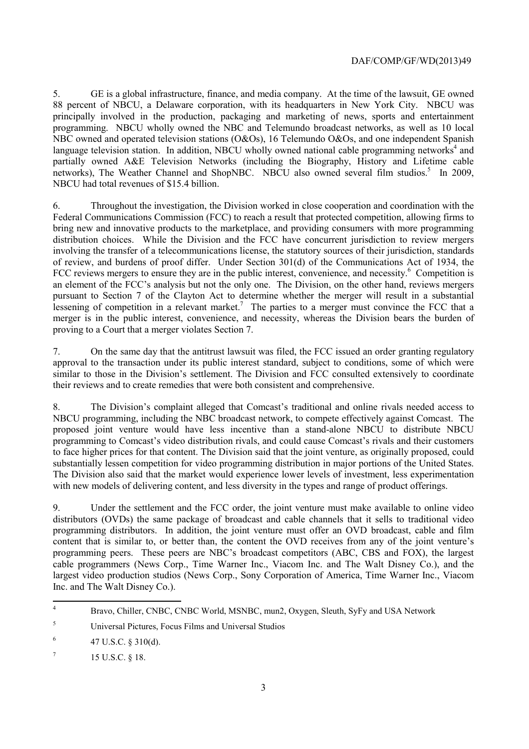5. GE is a global infrastructure, finance, and media company. At the time of the lawsuit, GE owned 88 percent of NBCU, a Delaware corporation, with its headquarters in New York City. NBCU was principally involved in the production, packaging and marketing of news, sports and entertainment programming. NBCU wholly owned the NBC and Telemundo broadcast networks, as well as 10 local NBC owned and operated television stations (O&Os), 16 Telemundo O&Os, and one independent Spanish language television station. In addition, NBCU wholly owned national cable programming networks[4] and partially owned A&E Television Networks (including the Biography, History and Lifetime cable networks), The Weather Channel and ShopNBC. NBCU also owned several film studios.[5] In 2009, NBCU had total revenues of $15.4 billion.

6. Throughout the investigation, the Division worked in close cooperation and coordination with the Federal Communications Commission (FCC) to reach a result that protected competition, allowing firms to bring new and innovative products to the marketplace, and providing consumers with more programming distribution choices. While the Division and the FCC have concurrent jurisdiction to review mergers involving the transfer of a telecommunications license, the statutory sources of their jurisdiction, standards of review, and burdens of proof differ. Under Section 301(d) of the Communications Act of 1934, the FCC reviews mergers to ensure they are in the public interest, convenience, and necessity.[6] Competition is an element of the FCC's analysis but not the only one. The Division, on the other hand, reviews mergers pursuant to Section 7 of the Clayton Act to determine whether the merger will result in a substantial lessening of competition in a relevant market.[7] The parties to a merger must convince the FCC that a merger is in the public interest, convenience, and necessity, whereas the Division bears the burden of proving to a Court that a merger violates Section 7.

7. On the same day that the antitrust lawsuit was filed, the FCC issued an order granting regulatory approval to the transaction under its public interest standard, subject to conditions, some of which were similar to those in the Division's settlement. The Division and FCC consulted extensively to coordinate their reviews and to create remedies that were both consistent and comprehensive.

8. The Division's complaint alleged that Comcast's traditional and online rivals needed access to NBCU programming, including the NBC broadcast network, to compete effectively against Comcast. The proposed joint venture would have less incentive than a stand-alone NBCU to distribute NBCU programming to Comcast's video distribution rivals, and could cause Comcast's rivals and their customers to face higher prices for that content. The Division said that the joint venture, as originally proposed, could substantially lessen competition for video programming distribution in major portions of the United States. The Division also said that the market would experience lower levels of investment, less experimentation with new models of delivering content, and less diversity in the types and range of product offerings.

9. Under the settlement and the FCC order, the joint venture must make available to online video distributors (OVDs) the same package of broadcast and cable channels that it sells to traditional video programming distributors. In addition, the joint venture must offer an OVD broadcast, cable and film content that is similar to, or better than, the content the OVD receives from any of the joint venture's programming peers. These peers are NBC's broadcast competitors (ABC, CBS and FOX), the largest cable programmers (News Corp., Time Warner Inc., Viacom Inc. and The Walt Disney Co.), and the largest video production studios (News Corp., Sony Corporation of America, Time Warner Inc., Viacom Inc. and The Walt Disney Co.).

---

[4] Bravo, Chiller, CNBC, CNBC World, MSNBC, mun2, Oxygen, Sleuth, SyFy and USA Network

[5] Universal Pictures, Focus Films and Universal Studios

[6] 47 U.S.C. § 310(d).

[7] 15 U.S.C. § 18.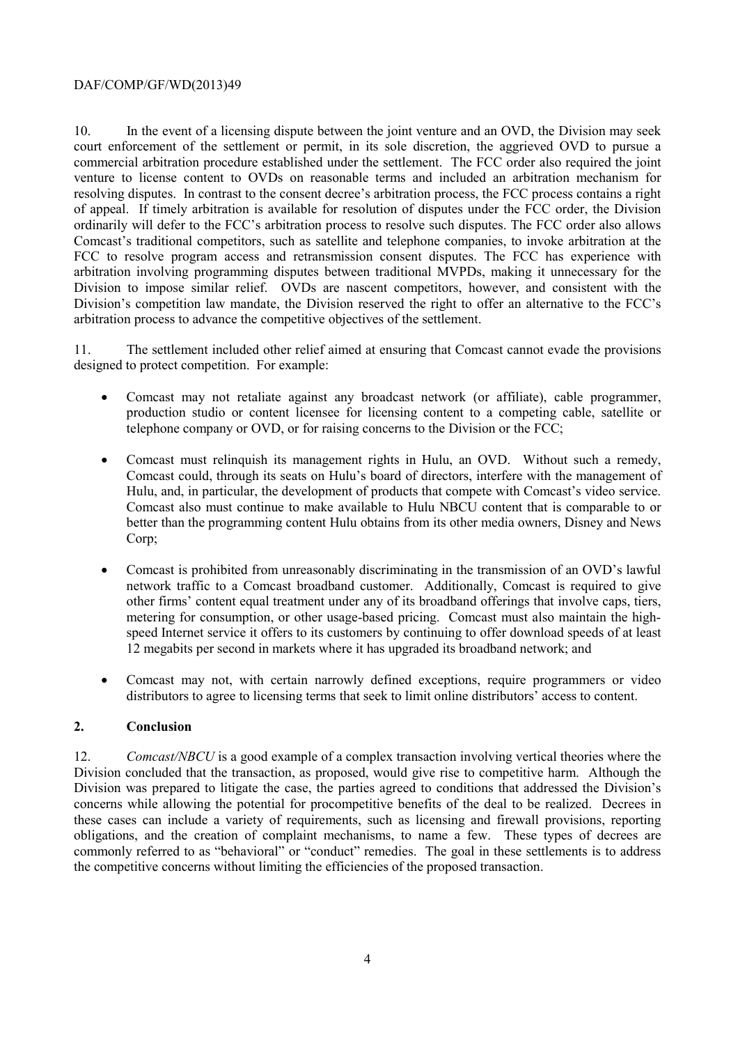10. In the event of a licensing dispute between the joint venture and an OVD, the Division may seek court enforcement of the settlement or permit, in its sole discretion, the aggrieved OVD to pursue a commercial arbitration procedure established under the settlement. The FCC order also required the joint venture to license content to OVDs on reasonable terms and included an arbitration mechanism for resolving disputes. In contrast to the consent decree's arbitration process, the FCC process contains a right of appeal. If timely arbitration is available for resolution of disputes under the FCC order, the Division ordinarily will defer to the FCC's arbitration process to resolve such disputes. The FCC order also allows Comcast's traditional competitors, such as satellite and telephone companies, to invoke arbitration at the FCC to resolve program access and retransmission consent disputes. The FCC has experience with arbitration involving programming disputes between traditional MVPDs, making it unnecessary for the Division to impose similar relief. OVDs are nascent competitors, however, and consistent with the Division's competition law mandate, the Division reserved the right to offer an alternative to the FCC's arbitration process to advance the competitive objectives of the settlement.

11. The settlement included other relief aimed at ensuring that Comcast cannot evade the provisions designed to protect competition. For example:

- Comcast may not retaliate against any broadcast network (or affiliate), cable programmer, production studio or content licensee for licensing content to a competing cable, satellite or telephone company or OVD, or for raising concerns to the Division or the FCC;
- Comcast must relinquish its management rights in Hulu, an OVD. Without such a remedy, Comcast could, through its seats on Hulu's board of directors, interfere with the management of Hulu, and, in particular, the development of products that compete with Comcast's video service. Comcast also must continue to make available to Hulu NBCU content that is comparable to or better than the programming content Hulu obtains from its other media owners, Disney and News Corp;
- Comcast is prohibited from unreasonably discriminating in the transmission of an OVD's lawful network traffic to a Comcast broadband customer. Additionally, Comcast is required to give other firms' content equal treatment under any of its broadband offerings that involve caps, tiers, metering for consumption, or other usage-based pricing. Comcast must also maintain the high-speed Internet service it offers to its customers by continuing to offer download speeds of at least 12 megabits per second in markets where it has upgraded its broadband network; and
- Comcast may not, with certain narrowly defined exceptions, require programmers or video distributors to agree to licensing terms that seek to limit online distributors' access to content.

## 2. Conclusion

12. *Comcast/NBCU* is a good example of a complex transaction involving vertical theories where the Division concluded that the transaction, as proposed, would give rise to competitive harm. Although the Division was prepared to litigate the case, the parties agreed to conditions that addressed the Division's concerns while allowing the potential for procompetitive benefits of the deal to be realized. Decrees in these cases can include a variety of requirements, such as licensing and firewall provisions, reporting obligations, and the creation of complaint mechanisms, to name a few. These types of decrees are commonly referred to as "behavioral" or "conduct" remedies. The goal in these settlements is to address the competitive concerns without limiting the efficiencies of the proposed transaction.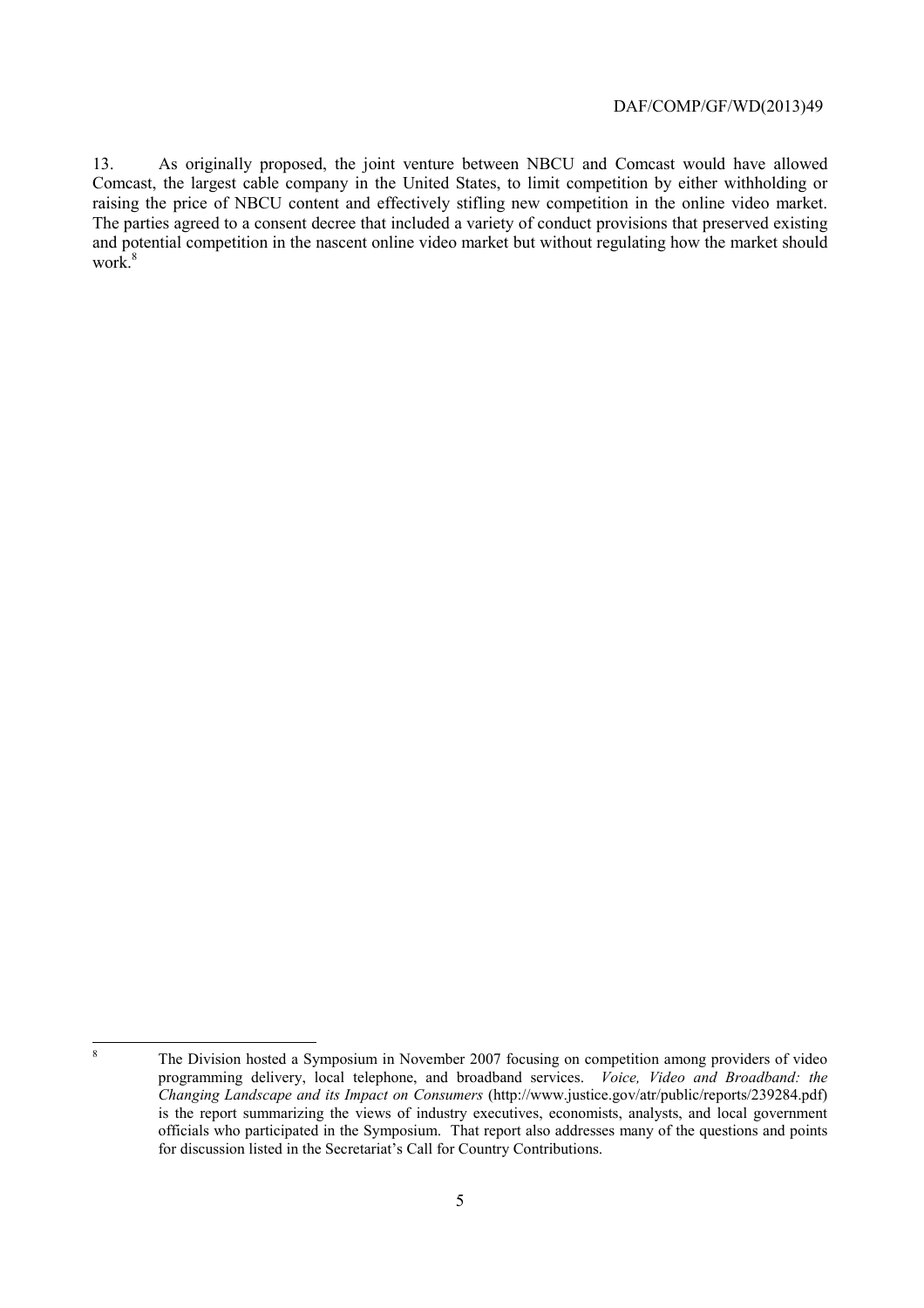13. As originally proposed, the joint venture between NBCU and Comcast would have allowed Comcast, the largest cable company in the United States, to limit competition by either withholding or raising the price of NBCU content and effectively stifling new competition in the online video market. The parties agreed to a consent decree that included a variety of conduct provisions that preserved existing and potential competition in the nascent online video market but without regulating how the market should work.[8]

---

[8] The Division hosted a Symposium in November 2007 focusing on competition among providers of video programming delivery, local telephone, and broadband services. *Voice, Video and Broadband: the Changing Landscape and its Impact on Consumers* (http://www.justice.gov/atr/public/reports/239284.pdf) is the report summarizing the views of industry executives, economists, analysts, and local government officials who participated in the Symposium. That report also addresses many of the questions and points for discussion listed in the Secretariat's Call for Country Contributions.